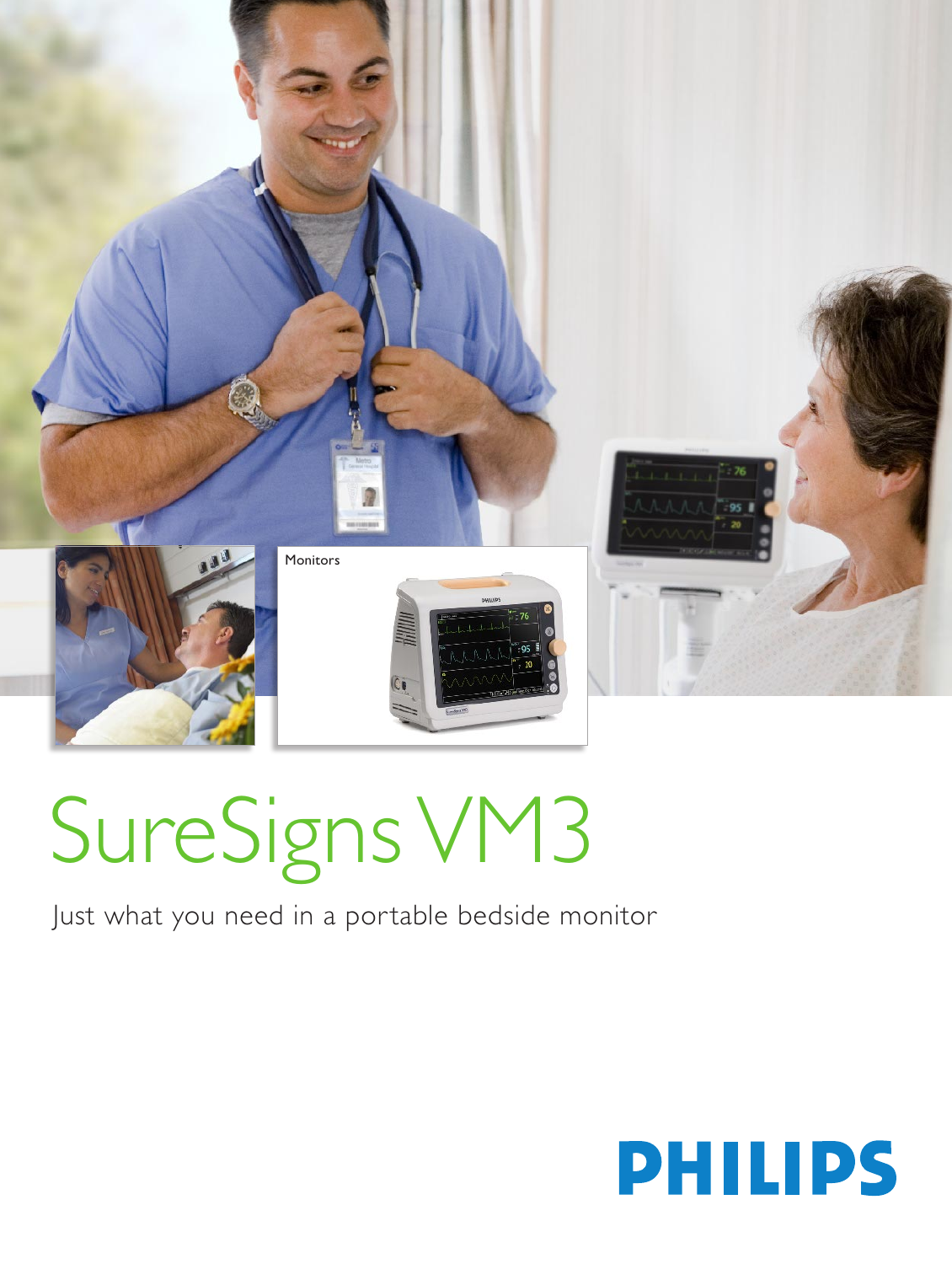Monitors

# SureSigns VM3

Just what you need in a portable bedside monitor

PHILIPS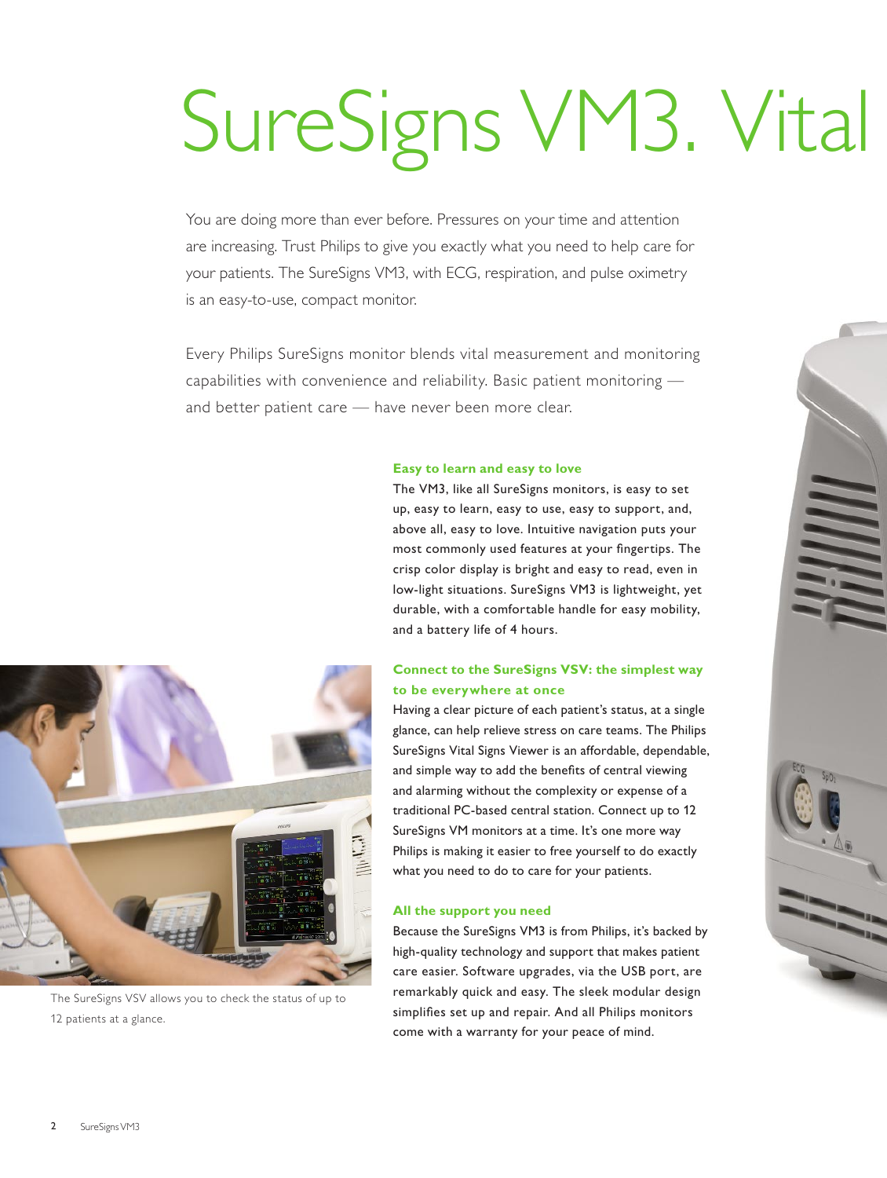# SureSigns VM3. Vital

You are doing more than ever before. Pressures on your time and attention are increasing. Trust Philips to give you exactly what you need to help care for your patients. The SureSigns VM3, with ECG, respiration, and pulse oximetry is an easy-to-use, compact monitor.

Every Philips SureSigns monitor blends vital measurement and monitoring capabilities with convenience and reliability. Basic patient monitoring — and better patient care — have never been more clear.

**Easy to learn and easy to love**

The VM3, like all SureSigns monitors, is easy to set up, easy to learn, easy to use, easy to support, and, above all, easy to love. Intuitive navigation puts your most commonly used features at your fingertips. The crisp color display is bright and easy to read, even in low-light situations. SureSigns VM3 is lightweight, yet durable, with a comfortable handle for easy mobility, and a battery life of 4 hours.

**Connect to the SureSigns VSV: the simplest way to be everywhere at once**

Having a clear picture of each patient's status, at a single glance, can help relieve stress on care teams. The Philips SureSigns Vital Signs Viewer is an affordable, dependable, and simple way to add the benefits of central viewing and alarming without the complexity or expense of a traditional PC-based central station. Connect up to 12 SureSigns VM monitors at a time. It's one more way Philips is making it easier to free yourself to do exactly what you need to do to care for your patients.

**All the support you need**

Because the SureSigns VM3 is from Philips, it's backed by high-quality technology and support that makes patient care easier. Software upgrades, via the USB port, are remarkably quick and easy. The sleek modular design simplifies set up and repair. And all Philips monitors come with a warranty for your peace of mind.

The SureSigns VSV allows you to check the status of up to 12 patients at a glance.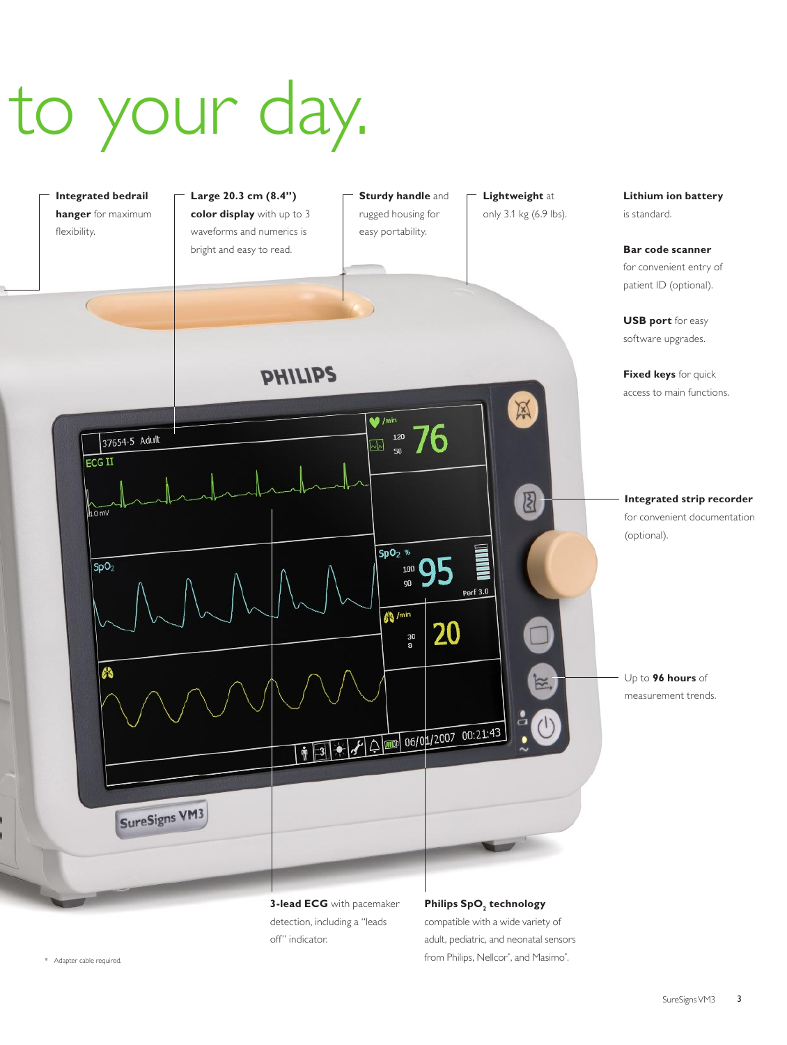# to your day.

**Integrated bedrail hanger** for maximum flexibility.

**Large 20.3 cm (8.4") color display** with up to 3 waveforms and numerics is bright and easy to read.

**Sturdy handle** and rugged housing for easy portability.

**Lightweight** at only 3.1 kg (6.9 lbs).

**Lithium ion battery** is standard.

**Bar code scanner** for convenient entry of patient ID (optional).

**USB port** for easy software upgrades.

**Fixed keys** for quick access to main functions.

**Integrated strip recorder** for convenient documentation (optional).

Up to **96 hours** of measurement trends.

**3-lead ECG** with pacemaker detection, including a "leads off" indicator.

**Philips $SpO_2$ technology** compatible with a wide variety of adult, pediatric, and neonatal sensors from Philips, Nellcor*, and Masimo*.

\* Adapter cable required.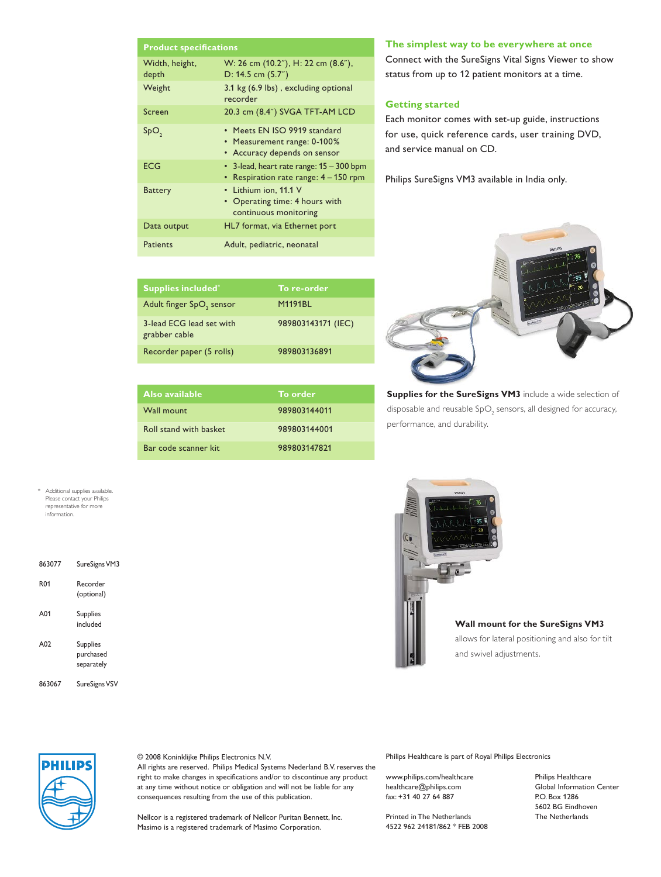| Product specifications | |
|---|---|
| Width, height, depth | W: 26 cm (10.2″), H: 22 cm (8.6″), D: 14.5 cm (5.7″) |
| Weight | 3.1 kg (6.9 lbs) , excluding optional recorder |
| Screen | 20.3 cm (8.4″) SVGA TFT-AM LCD |
| $SpO_2$ | • Meets EN ISO 9919 standard<br>• Measurement range: 0-100%<br>• Accuracy depends on sensor |
| ECG | • 3-lead, heart rate range: 15 – 300 bpm<br>• Respiration rate range: 4 – 150 rpm |
| Battery | • Lithium ion, 11.1 V<br>• Operating time: 4 hours with continuous monitoring |
| Data output | HL7 format, via Ethernet port |
| Patients | Adult, pediatric, neonatal |

| Supplies included* | To re-order |
|---|---|
| Adult finger $SpO_2$ sensor | M1191BL |
| 3-lead ECG lead set with grabber cable | 989803143171 (IEC) |
| Recorder paper (5 rolls) | 989803136891 |

| Also available | To order |
|---|---|
| Wall mount | 989803144011 |
| Roll stand with basket | 989803144001 |
| Bar code scanner kit | 989803147821 |

* Additional supplies available. Please contact your Philips representative for more information.

| | |
|---|---|
| 863077 | SureSigns VM3 |
| R01 | Recorder (optional) |
| A01 | Supplies included |
| A02 | Supplies purchased separately |
| 863067 | SureSigns VSV |

## The simplest way to be everywhere at once

Connect with the SureSigns Vital Signs Viewer to show status from up to 12 patient monitors at a time.

## Getting started

Each monitor comes with set-up guide, instructions for use, quick reference cards, user training DVD, and service manual on CD.

Philips SureSigns VM3 available in India only.

**Supplies for the SureSigns VM3** include a wide selection of disposable and reusable $SpO_2$ sensors, all designed for accuracy, performance, and durability.

**Wall mount for the SureSigns VM3** allows for lateral positioning and also for tilt and swivel adjustments.

© 2008 Koninklijke Philips Electronics N.V.
All rights are reserved. Philips Medical Systems Nederland B.V. reserves the right to make changes in specifications and/or to discontinue any product at any time without notice or obligation and will not be liable for any consequences resulting from the use of this publication.

Nellcor is a registered trademark of Nellcor Puritan Bennett, Inc.
Masimo is a registered trademark of Masimo Corporation.

Philips Healthcare is part of Royal Philips Electronics

www.philips.com/healthcare
healthcare@philips.com
fax: +31 40 27 64 887

Printed in The Netherlands
4522 962 24181/862 * FEB 2008

Philips Healthcare
Global Information Center
P.O. Box 1286
5602 BG Eindhoven
The Netherlands